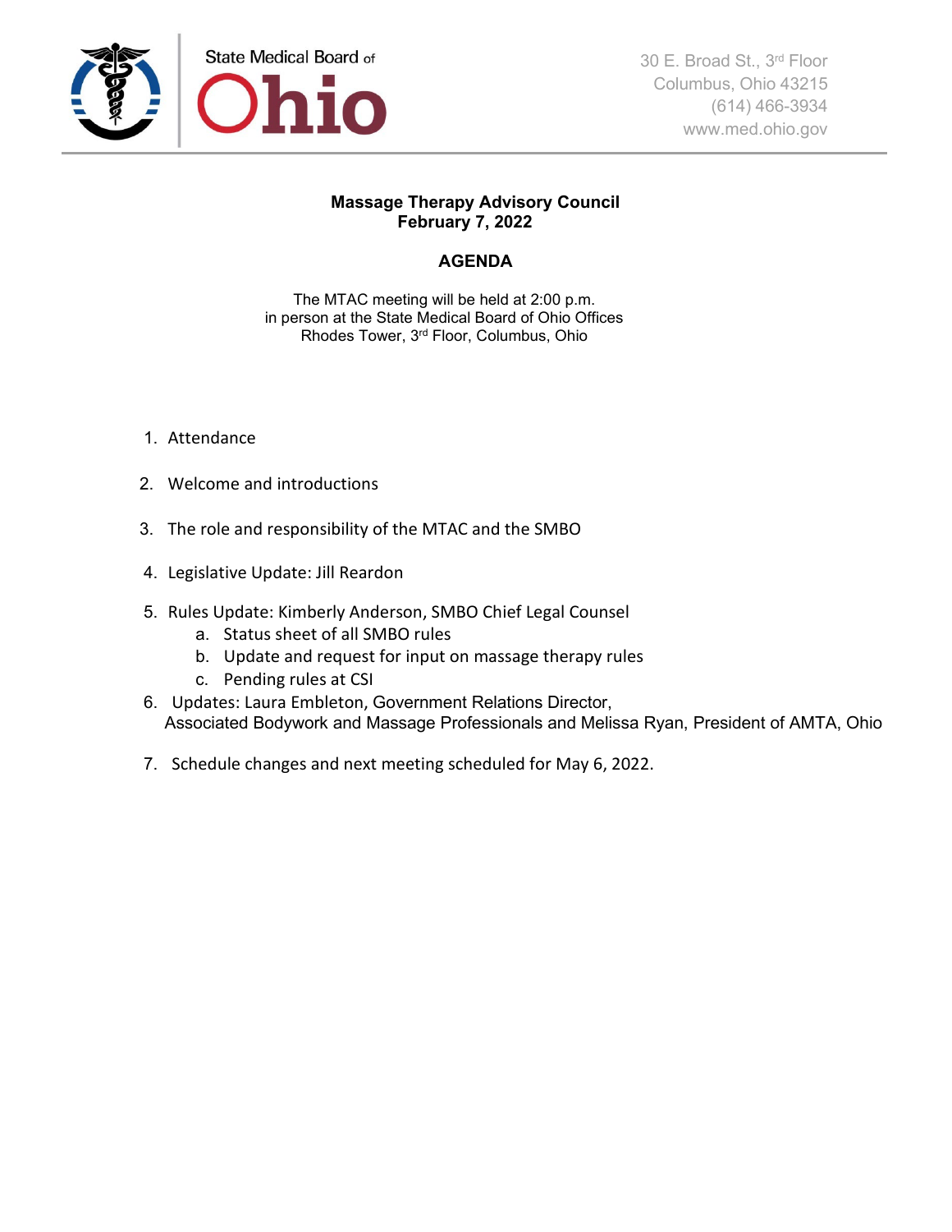State Medical Board of Ohio

30 E. Broad St., 3rd Floor
Columbus, Ohio 43215
(614) 466-3934
www.med.ohio.gov

**Massage Therapy Advisory Council**
**February 7, 2022**

## AGENDA

The MTAC meeting will be held at 2:00 p.m.
in person at the State Medical Board of Ohio Offices
Rhodes Tower, 3rd Floor, Columbus, Ohio

1. Attendance
2. Welcome and introductions
3. The role and responsibility of the MTAC and the SMBO
4. Legislative Update: Jill Reardon
5. Rules Update: Kimberly Anderson, SMBO Chief Legal Counsel
   a. Status sheet of all SMBO rules
   b. Update and request for input on massage therapy rules
   c. Pending rules at CSI
6. Updates: Laura Embleton, Government Relations Director, Associated Bodywork and Massage Professionals and Melissa Ryan, President of AMTA, Ohio
7. Schedule changes and next meeting scheduled for May 6, 2022.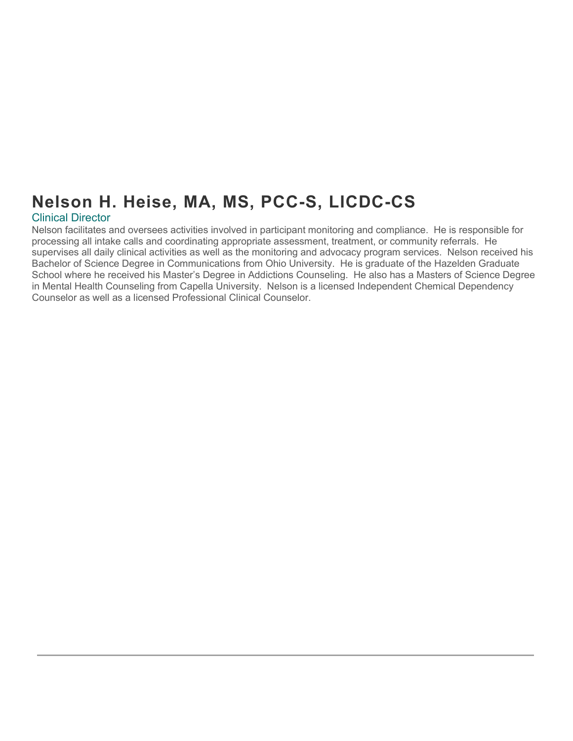## Nelson H. Heise, MA, MS, PCC-S, LICDC-CS

Clinical Director

Nelson facilitates and oversees activities involved in participant monitoring and compliance. He is responsible for processing all intake calls and coordinating appropriate assessment, treatment, or community referrals. He supervises all daily clinical activities as well as the monitoring and advocacy program services. Nelson received his Bachelor of Science Degree in Communications from Ohio University. He is graduate of the Hazelden Graduate School where he received his Master's Degree in Addictions Counseling. He also has a Masters of Science Degree in Mental Health Counseling from Capella University. Nelson is a licensed Independent Chemical Dependency Counselor as well as a licensed Professional Clinical Counselor.